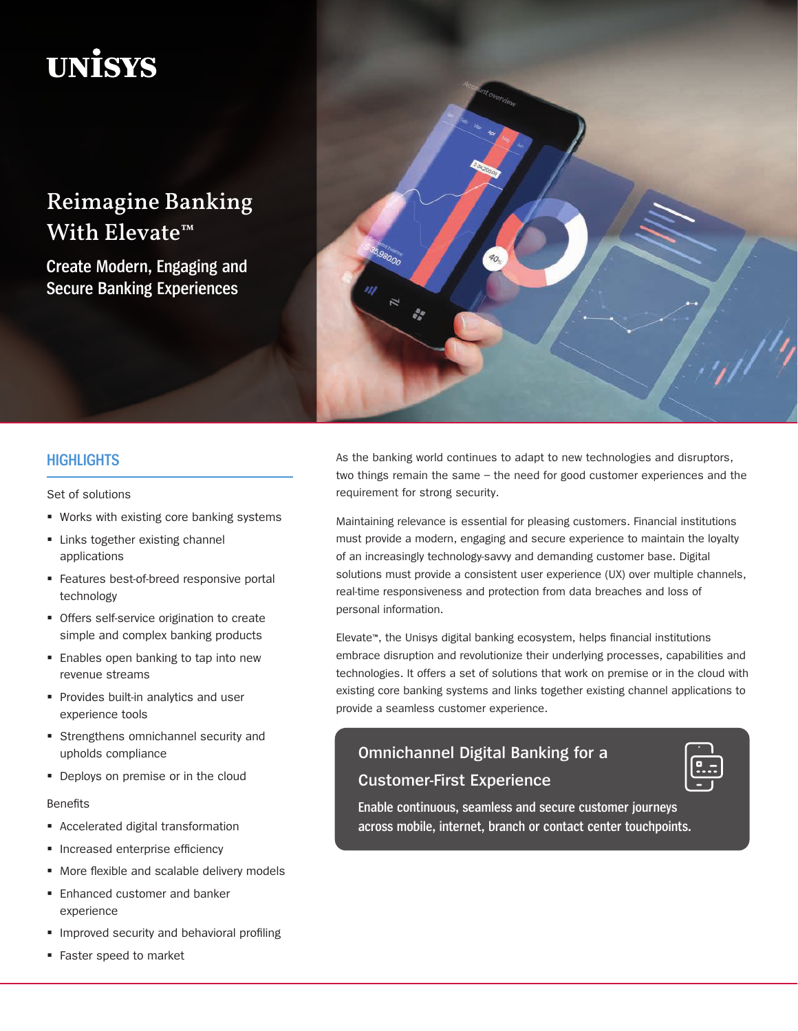# UNISYS

# Reimagine Banking With Elevate™

## Create Modern, Engaging and Secure Banking Experiences

## HIGHLIGHTS

Set of solutions

- Works with existing core banking systems
- Links together existing channel applications
- Features best-of-breed responsive portal technology
- Offers self-service origination to create simple and complex banking products
- Enables open banking to tap into new revenue streams
- Provides built-in analytics and user experience tools
- Strengthens omnichannel security and upholds compliance
- Deploys on premise or in the cloud

Benefits

- Accelerated digital transformation
- Increased enterprise efficiency
- More flexible and scalable delivery models
- Enhanced customer and banker experience
- Improved security and behavioral profiling
- Faster speed to market

As the banking world continues to adapt to new technologies and disruptors, two things remain the same – the need for good customer experiences and the requirement for strong security.

Maintaining relevance is essential for pleasing customers. Financial institutions must provide a modern, engaging and secure experience to maintain the loyalty of an increasingly technology-savvy and demanding customer base. Digital solutions must provide a consistent user experience (UX) over multiple channels, real-time responsiveness and protection from data breaches and loss of personal information.

Elevate™, the Unisys digital banking ecosystem, helps financial institutions embrace disruption and revolutionize their underlying processes, capabilities and technologies. It offers a set of solutions that work on premise or in the cloud with existing core banking systems and links together existing channel applications to provide a seamless customer experience.

### Omnichannel Digital Banking for a Customer-First Experience

**Enable continuous, seamless and secure customer journeys across mobile, internet, branch or contact center touchpoints.**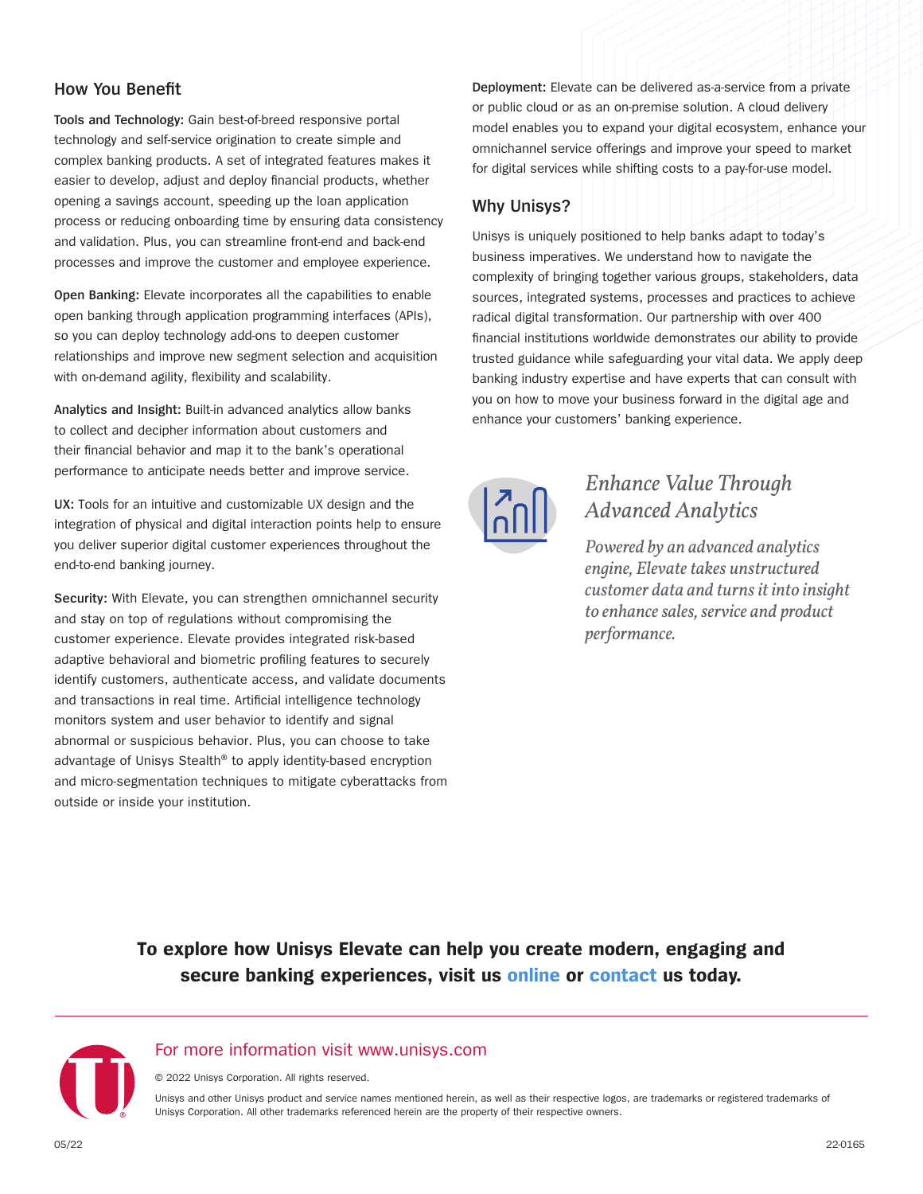## How You Benefit

**Tools and Technology:** Gain best-of-breed responsive portal technology and self-service origination to create simple and complex banking products. A set of integrated features makes it easier to develop, adjust and deploy financial products, whether opening a savings account, speeding up the loan application process or reducing onboarding time by ensuring data consistency and validation. Plus, you can streamline front-end and back-end processes and improve the customer and employee experience.

**Open Banking:** Elevate incorporates all the capabilities to enable open banking through application programming interfaces (APIs), so you can deploy technology add-ons to deepen customer relationships and improve new segment selection and acquisition with on-demand agility, flexibility and scalability.

**Analytics and Insight:** Built-in advanced analytics allow banks to collect and decipher information about customers and their financial behavior and map it to the bank's operational performance to anticipate needs better and improve service.

**UX:** Tools for an intuitive and customizable UX design and the integration of physical and digital interaction points help to ensure you deliver superior digital customer experiences throughout the end-to-end banking journey.

**Security:** With Elevate, you can strengthen omnichannel security and stay on top of regulations without compromising the customer experience. Elevate provides integrated risk-based adaptive behavioral and biometric profiling features to securely identify customers, authenticate access, and validate documents and transactions in real time. Artificial intelligence technology monitors system and user behavior to identify and signal abnormal or suspicious behavior. Plus, you can choose to take advantage of Unisys Stealth® to apply identity-based encryption and micro-segmentation techniques to mitigate cyberattacks from outside or inside your institution.

**Deployment:** Elevate can be delivered as-a-service from a private or public cloud or as an on-premise solution. A cloud delivery model enables you to expand your digital ecosystem, enhance your omnichannel service offerings and improve your speed to market for digital services while shifting costs to a pay-for-use model.

## Why Unisys?

Unisys is uniquely positioned to help banks adapt to today's business imperatives. We understand how to navigate the complexity of bringing together various groups, stakeholders, data sources, integrated systems, processes and practices to achieve radical digital transformation. Our partnership with over 400 financial institutions worldwide demonstrates our ability to provide trusted guidance while safeguarding your vital data. We apply deep banking industry expertise and have experts that can consult with you on how to move your business forward in the digital age and enhance your customers' banking experience.

### *Enhance Value Through Advanced Analytics*

*Powered by an advanced analytics engine, Elevate takes unstructured customer data and turns it into insight to enhance sales, service and product performance.*

**To explore how Unisys Elevate can help you create modern, engaging and secure banking experiences, visit us online or contact us today.**

For more information visit www.unisys.com

© 2022 Unisys Corporation. All rights reserved.

Unisys and other Unisys product and service names mentioned herein, as well as their respective logos, are trademarks or registered trademarks of Unisys Corporation. All other trademarks referenced herein are the property of their respective owners.

05/22

22-0165